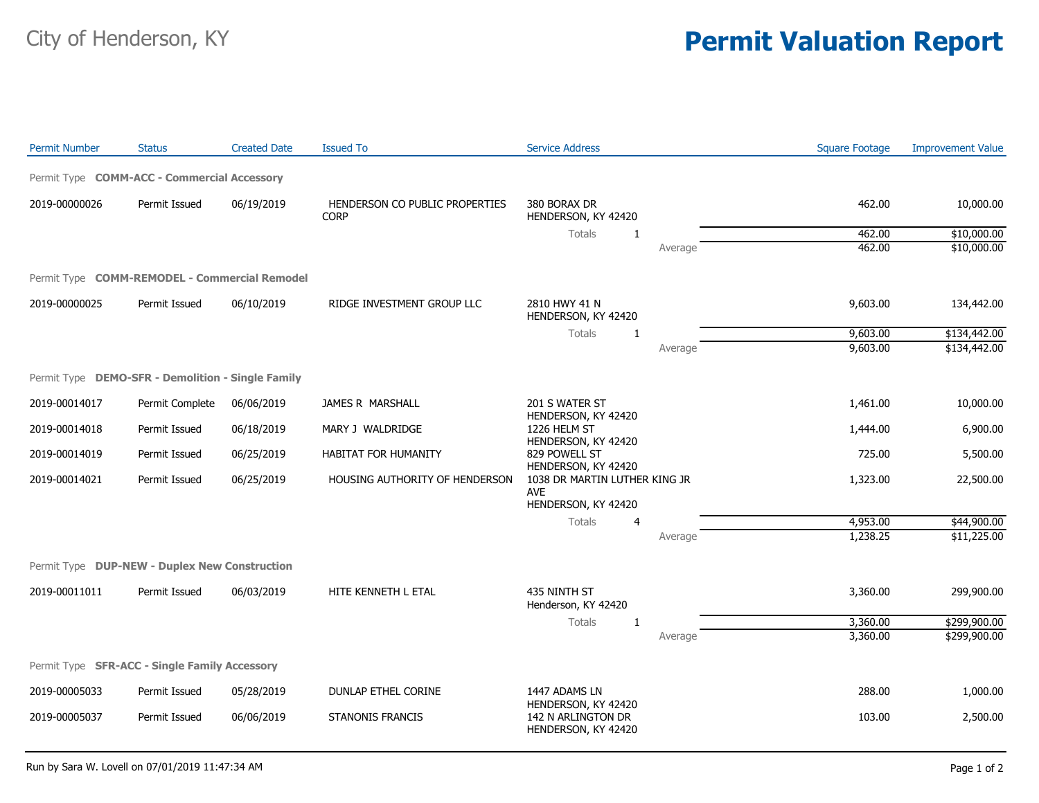City of Henderson, KY

# Permit Valuation Report

| Permit Number | Status | Created Date | Issued To | Service Address | | Square Footage | Improvement Value |
|---|---|---|---|---|---|---|---|
| **Permit Type COMM-ACC - Commercial Accessory** | | | | | | | |
| 2019-00000026 | Permit Issued | 06/19/2019 | HENDERSON CO PUBLIC PROPERTIES CORP | 380 BORAX DR HENDERSON, KY 42420 | | 462.00 | 10,000.00 |
| | | | | Totals | 1 | 462.00 | $10,000.00 |
| | | | | | Average | 462.00 | $10,000.00 |
| **Permit Type COMM-REMODEL - Commercial Remodel** | | | | | | | |
| 2019-00000025 | Permit Issued | 06/10/2019 | RIDGE INVESTMENT GROUP LLC | 2810 HWY 41 N HENDERSON, KY 42420 | | 9,603.00 | 134,442.00 |
| | | | | Totals | 1 | 9,603.00 | $134,442.00 |
| | | | | | Average | 9,603.00 | $134,442.00 |
| **Permit Type DEMO-SFR - Demolition - Single Family** | | | | | | | |
| 2019-00014017 | Permit Complete | 06/06/2019 | JAMES R MARSHALL | 201 S WATER ST HENDERSON, KY 42420 | | 1,461.00 | 10,000.00 |
| 2019-00014018 | Permit Issued | 06/18/2019 | MARY J WALDRIDGE | 1226 HELM ST HENDERSON, KY 42420 | | 1,444.00 | 6,900.00 |
| 2019-00014019 | Permit Issued | 06/25/2019 | HABITAT FOR HUMANITY | 829 POWELL ST HENDERSON, KY 42420 | | 725.00 | 5,500.00 |
| 2019-00014021 | Permit Issued | 06/25/2019 | HOUSING AUTHORITY OF HENDERSON | 1038 DR MARTIN LUTHER KING JR AVE HENDERSON, KY 42420 | | 1,323.00 | 22,500.00 |
| | | | | Totals | 4 | 4,953.00 | $44,900.00 |
| | | | | | Average | 1,238.25 | $11,225.00 |
| **Permit Type DUP-NEW - Duplex New Construction** | | | | | | | |
| 2019-00011011 | Permit Issued | 06/03/2019 | HITE KENNETH L ETAL | 435 NINTH ST Henderson, KY 42420 | | 3,360.00 | 299,900.00 |
| | | | | Totals | 1 | 3,360.00 | $299,900.00 |
| | | | | | Average | 3,360.00 | $299,900.00 |
| **Permit Type SFR-ACC - Single Family Accessory** | | | | | | | |
| 2019-00005033 | Permit Issued | 05/28/2019 | DUNLAP ETHEL CORINE | 1447 ADAMS LN HENDERSON, KY 42420 | | 288.00 | 1,000.00 |
| 2019-00005037 | Permit Issued | 06/06/2019 | STANONIS FRANCIS | 142 N ARLINGTON DR HENDERSON, KY 42420 | | 103.00 | 2,500.00 |

Run by Sara W. Lovell on 07/01/2019 11:47:34 AM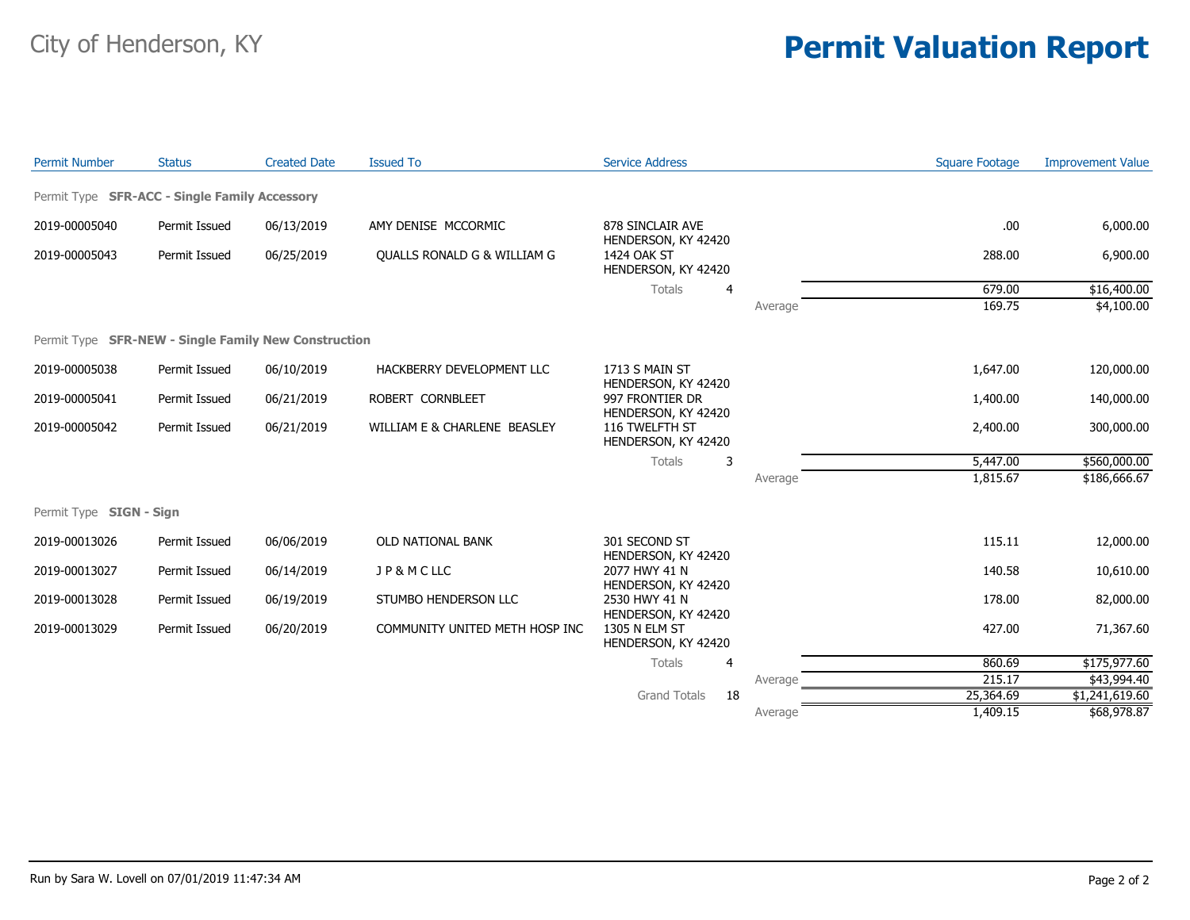City of Henderson, KY

# Permit Valuation Report

| Permit Number | Status | Created Date | Issued To | Service Address | | | Square Footage | Improvement Value |
|---|---|---|---|---|---|---|---|---|
| Permit Type **SFR-ACC - Single Family Accessory** | | | | | | | | |
| 2019-00005040 | Permit Issued | 06/13/2019 | AMY DENISE MCCORMIC | 878 SINCLAIR AVE HENDERSON, KY 42420 | | | .00 | 6,000.00 |
| 2019-00005043 | Permit Issued | 06/25/2019 | QUALLS RONALD G & WILLIAM G | 1424 OAK ST HENDERSON, KY 42420 | | | 288.00 | 6,900.00 |
| | | | | Totals | 4 | | 679.00 | $16,400.00 |
| | | | | | | Average | 169.75 | $4,100.00 |
| Permit Type **SFR-NEW - Single Family New Construction** | | | | | | | | |
| 2019-00005038 | Permit Issued | 06/10/2019 | HACKBERRY DEVELOPMENT LLC | 1713 S MAIN ST HENDERSON, KY 42420 | | | 1,647.00 | 120,000.00 |
| 2019-00005041 | Permit Issued | 06/21/2019 | ROBERT CORNBLEET | 997 FRONTIER DR HENDERSON, KY 42420 | | | 1,400.00 | 140,000.00 |
| 2019-00005042 | Permit Issued | 06/21/2019 | WILLIAM E & CHARLENE BEASLEY | 116 TWELFTH ST HENDERSON, KY 42420 | | | 2,400.00 | 300,000.00 |
| | | | | Totals | 3 | | 5,447.00 | $560,000.00 |
| | | | | | | Average | 1,815.67 | $186,666.67 |
| Permit Type **SIGN - Sign** | | | | | | | | |
| 2019-00013026 | Permit Issued | 06/06/2019 | OLD NATIONAL BANK | 301 SECOND ST HENDERSON, KY 42420 | | | 115.11 | 12,000.00 |
| 2019-00013027 | Permit Issued | 06/14/2019 | J P & M C LLC | 2077 HWY 41 N HENDERSON, KY 42420 | | | 140.58 | 10,610.00 |
| 2019-00013028 | Permit Issued | 06/19/2019 | STUMBO HENDERSON LLC | 2530 HWY 41 N HENDERSON, KY 42420 | | | 178.00 | 82,000.00 |
| 2019-00013029 | Permit Issued | 06/20/2019 | COMMUNITY UNITED METH HOSP INC | 1305 N ELM ST HENDERSON, KY 42420 | | | 427.00 | 71,367.60 |
| | | | | Totals | 4 | | 860.69 | $175,977.60 |
| | | | | | | Average | 215.17 | $43,994.40 |
| | | | | Grand Totals | 18 | | 25,364.69 | $1,241,619.60 |
| | | | | | | Average | 1,409.15 | $68,978.87 |

Run by Sara W. Lovell on 07/01/2019 11:47:34 AM